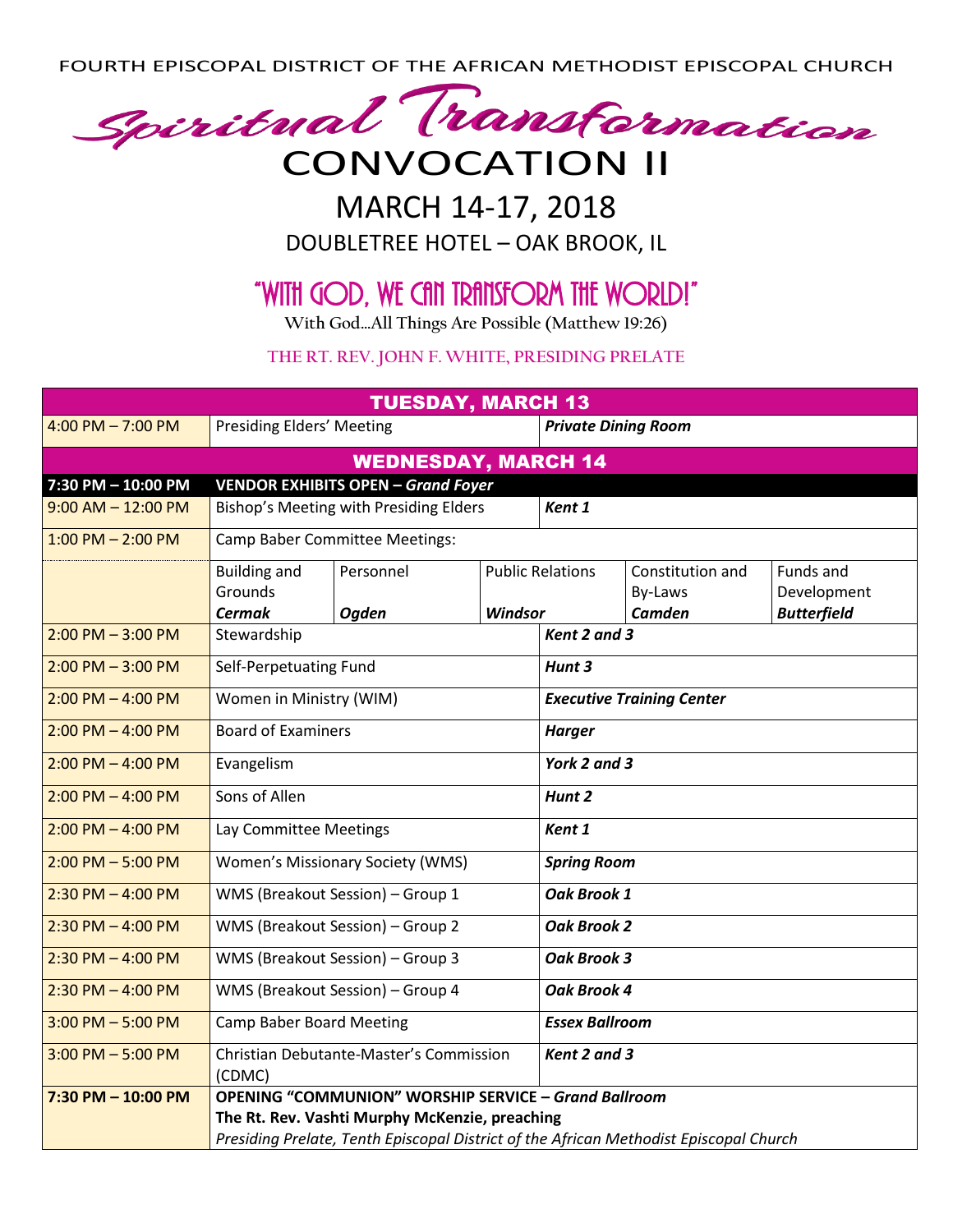FOURTH EPISCOPAL DISTRICT OF THE AFRICAN METHODIST EPISCOPAL CHURCH

# Spiritual Transformation

# CONVOCATION II

## MARCH 14-17, 2018

### DOUBLETREE HOTEL – OAK BROOK, IL

## "WITH GOD, WE CAN TRANSFORM THE WORLD!"

**With God…All Things Are Possible (Matthew 19:26)**

**THE RT. REV. JOHN F. WHITE, PRESIDING PRELATE**

| TUESDAY, MARCH 13 | | | | | |
|---|---|---|---|---|---|
| 4:00 PM – 7:00 PM | Presiding Elders' Meeting | | ***Private Dining Room*** | | |
| **WEDNESDAY, MARCH 14** | | | | | |
| **7:30 PM – 10:00 PM** | **VENDOR EXHIBITS OPEN – *Grand Foyer*** | | | | |
| 9:00 AM – 12:00 PM | Bishop's Meeting with Presiding Elders | | ***Kent 1*** | | |
| 1:00 PM – 2:00 PM | Camp Baber Committee Meetings: | | | | |
| | Building and Grounds ***Cermak*** | Personnel ***Ogden*** | Public Relations ***Windsor*** | Constitution and By-Laws ***Camden*** | Funds and Development ***Butterfield*** |
| 2:00 PM – 3:00 PM | Stewardship | | ***Kent 2 and 3*** | | |
| 2:00 PM – 3:00 PM | Self-Perpetuating Fund | | ***Hunt 3*** | | |
| 2:00 PM – 4:00 PM | Women in Ministry (WIM) | | ***Executive Training Center*** | | |
| 2:00 PM – 4:00 PM | Board of Examiners | | ***Harger*** | | |
| 2:00 PM – 4:00 PM | Evangelism | | ***York 2 and 3*** | | |
| 2:00 PM – 4:00 PM | Sons of Allen | | ***Hunt 2*** | | |
| 2:00 PM – 4:00 PM | Lay Committee Meetings | | ***Kent 1*** | | |
| 2:00 PM – 5:00 PM | Women's Missionary Society (WMS) | | ***Spring Room*** | | |
| 2:30 PM – 4:00 PM | WMS (Breakout Session) – Group 1 | | ***Oak Brook 1*** | | |
| 2:30 PM – 4:00 PM | WMS (Breakout Session) – Group 2 | | ***Oak Brook 2*** | | |
| 2:30 PM – 4:00 PM | WMS (Breakout Session) – Group 3 | | ***Oak Brook 3*** | | |
| 2:30 PM – 4:00 PM | WMS (Breakout Session) – Group 4 | | ***Oak Brook 4*** | | |
| 3:00 PM – 5:00 PM | Camp Baber Board Meeting | | ***Essex Ballroom*** | | |
| 3:00 PM – 5:00 PM | Christian Debutante-Master's Commission (CDMC) | | ***Kent 2 and 3*** | | |
| **7:30 PM – 10:00 PM** | **OPENING "COMMUNION" WORSHIP SERVICE – *Grand Ballroom*** **The Rt. Rev. Vashti Murphy McKenzie, preaching** *Presiding Prelate, Tenth Episcopal District of the African Methodist Episcopal Church* | | | | |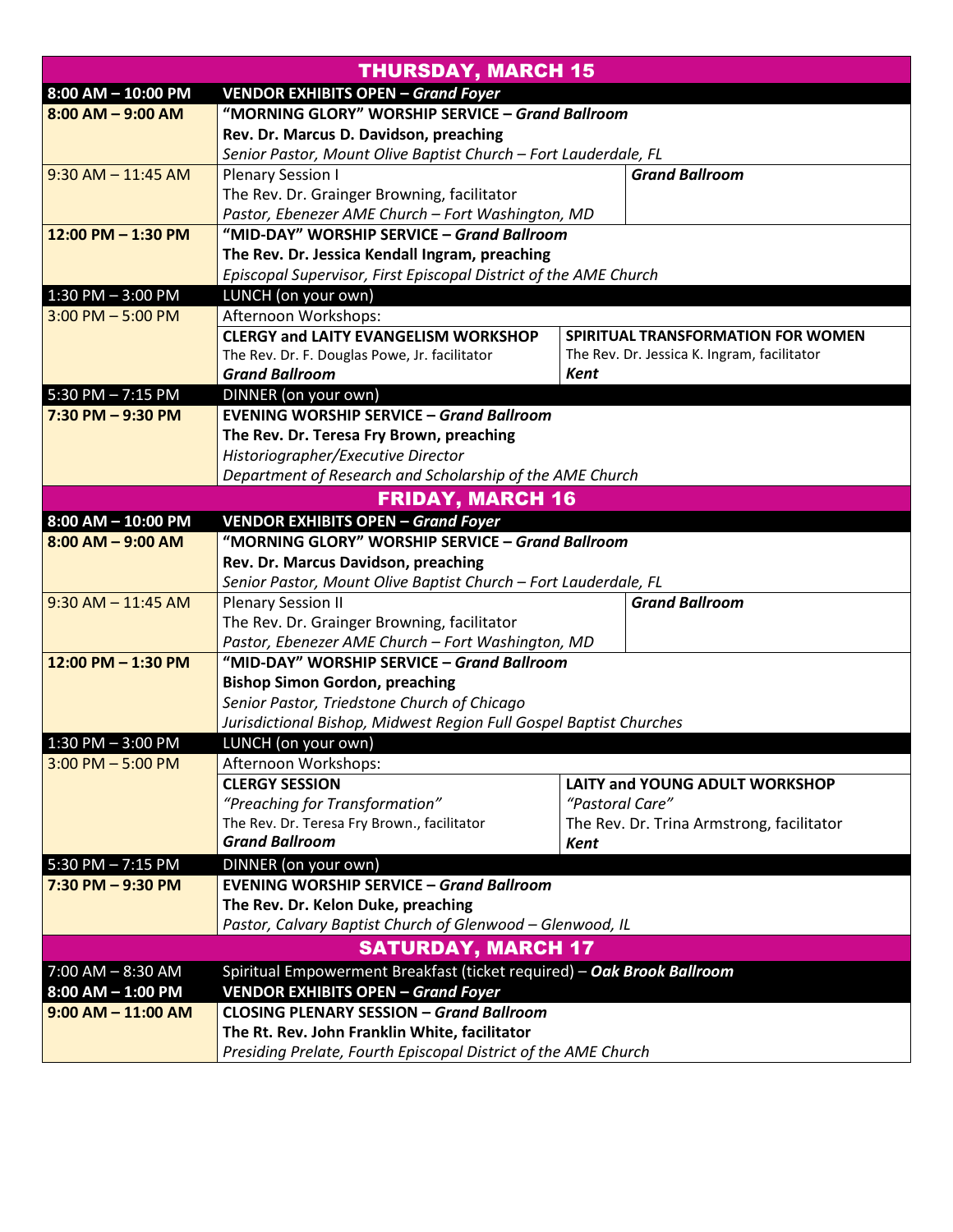| THURSDAY, MARCH 15 | | |
|---|---|---|
| **8:00 AM – 10:00 PM** | **VENDOR EXHIBITS OPEN – *Grand Foyer*** | |
| **8:00 AM – 9:00 AM** | **"MORNING GLORY" WORSHIP SERVICE – *Grand Ballroom*** <br> **Rev. Dr. Marcus D. Davidson, preaching** <br> *Senior Pastor, Mount Olive Baptist Church – Fort Lauderdale, FL* | |
| 9:30 AM – 11:45 AM | Plenary Session I <br> The Rev. Dr. Grainger Browning, facilitator <br> *Pastor, Ebenezer AME Church – Fort Washington, MD* | ***Grand Ballroom*** |
| **12:00 PM – 1:30 PM** | **"MID-DAY" WORSHIP SERVICE – *Grand Ballroom*** <br> **The Rev. Dr. Jessica Kendall Ingram, preaching** <br> *Episcopal Supervisor, First Episcopal District of the AME Church* | |
| 1:30 PM – 3:00 PM | LUNCH (on your own) | |
| 3:00 PM – 5:00 PM | Afternoon Workshops: | |
| | **CLERGY and LAITY EVANGELISM WORKSHOP** <br> The Rev. Dr. F. Douglas Powe, Jr. facilitator <br> ***Grand Ballroom*** | **SPIRITUAL TRANSFORMATION FOR WOMEN** <br> The Rev. Dr. Jessica K. Ingram, facilitator <br> ***Kent*** |
| 5:30 PM – 7:15 PM | DINNER (on your own) | |
| **7:30 PM – 9:30 PM** | **EVENING WORSHIP SERVICE – *Grand Ballroom*** <br> **The Rev. Dr. Teresa Fry Brown, preaching** <br> *Historiographer/Executive Director* <br> *Department of Research and Scholarship of the AME Church* | |
| **FRIDAY, MARCH 16** | | |
| **8:00 AM – 10:00 PM** | **VENDOR EXHIBITS OPEN – *Grand Foyer*** | |
| **8:00 AM – 9:00 AM** | **"MORNING GLORY" WORSHIP SERVICE – *Grand Ballroom*** <br> **Rev. Dr. Marcus Davidson, preaching** <br> *Senior Pastor, Mount Olive Baptist Church – Fort Lauderdale, FL* | |
| 9:30 AM – 11:45 AM | Plenary Session II <br> The Rev. Dr. Grainger Browning, facilitator <br> *Pastor, Ebenezer AME Church – Fort Washington, MD* | ***Grand Ballroom*** |
| **12:00 PM – 1:30 PM** | **"MID-DAY" WORSHIP SERVICE – *Grand Ballroom*** <br> **Bishop Simon Gordon, preaching** <br> *Senior Pastor, Triedstone Church of Chicago* <br> *Jurisdictional Bishop, Midwest Region Full Gospel Baptist Churches* | |
| 1:30 PM – 3:00 PM | LUNCH (on your own) | |
| 3:00 PM – 5:00 PM | Afternoon Workshops: | |
| | **CLERGY SESSION** <br> *"Preaching for Transformation"* <br> The Rev. Dr. Teresa Fry Brown., facilitator <br> ***Grand Ballroom*** | **LAITY and YOUNG ADULT WORKSHOP** <br> *"Pastoral Care"* <br> The Rev. Dr. Trina Armstrong, facilitator <br> ***Kent*** |
| 5:30 PM – 7:15 PM | DINNER (on your own) | |
| **7:30 PM – 9:30 PM** | **EVENING WORSHIP SERVICE – *Grand Ballroom*** <br> **The Rev. Dr. Kelon Duke, preaching** <br> *Pastor, Calvary Baptist Church of Glenwood – Glenwood, IL* | |
| **SATURDAY, MARCH 17** | | |
| 7:00 AM – 8:30 AM | Spiritual Empowerment Breakfast (ticket required) – ***Oak Brook Ballroom*** | |
| **8:00 AM – 1:00 PM** | **VENDOR EXHIBITS OPEN – *Grand Foyer*** | |
| **9:00 AM – 11:00 AM** | **CLOSING PLENARY SESSION – *Grand Ballroom*** <br> **The Rt. Rev. John Franklin White, facilitator** <br> *Presiding Prelate, Fourth Episcopal District of the AME Church* | |